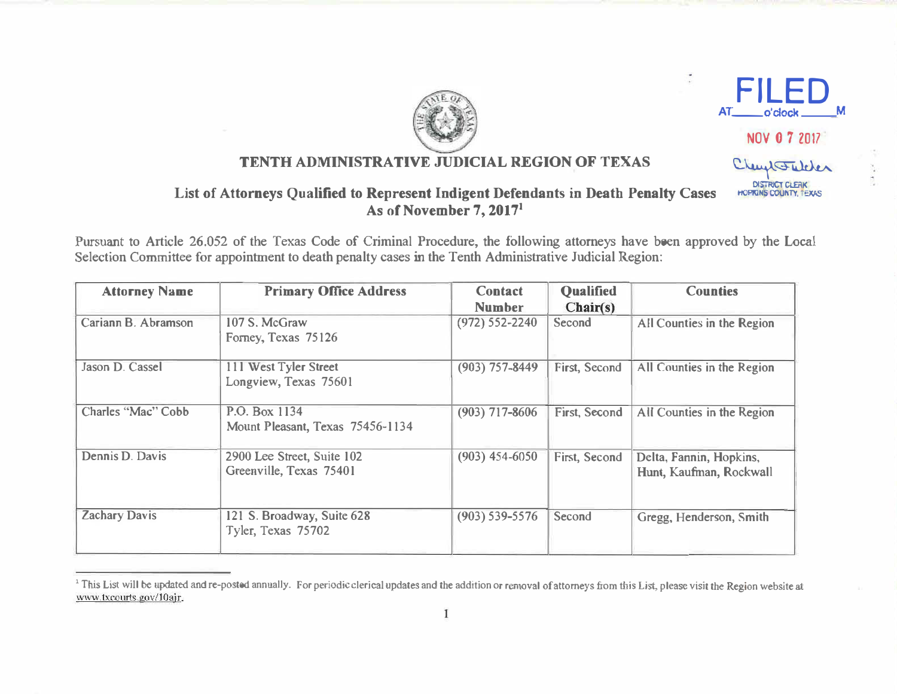FILED
AT\_\_\_\_\_o'clock\_\_\_\_\_M

NOV 07 2017

DISTRICT CLERK
HOPKINS COUNTY, TEXAS

# TENTH ADMINISTRATIVE JUDICIAL REGION OF TEXAS

## List of Attorneys Qualified to Represent Indigent Defendants in Death Penalty Cases As of November 7, 2017[1]

Pursuant to Article 26.052 of the Texas Code of Criminal Procedure, the following attorneys have been approved by the Local Selection Committee for appointment to death penalty cases in the Tenth Administrative Judicial Region:

| Attorney Name | Primary Office Address | Contact Number | Qualified Chair(s) | Counties |
|---|---|---|---|---|
| Cariann B. Abramson | 107 S. McGraw<br>Forney, Texas 75126 | (972) 552-2240 | Second | All Counties in the Region |
| Jason D. Cassel | 111 West Tyler Street<br>Longview, Texas 75601 | (903) 757-8449 | First, Second | All Counties in the Region |
| Charles "Mac" Cobb | P.O. Box 1134<br>Mount Pleasant, Texas 75456-1134 | (903) 717-8606 | First, Second | All Counties in the Region |
| Dennis D. Davis | 2900 Lee Street, Suite 102<br>Greenville, Texas 75401 | (903) 454-6050 | First, Second | Delta, Fannin, Hopkins, Hunt, Kaufman, Rockwall |
| Zachary Davis | 121 S. Broadway, Suite 628<br>Tyler, Texas 75702 | (903) 539-5576 | Second | Gregg, Henderson, Smith |

[1] This List will be updated and re-posted annually. For periodic clerical updates and the addition or removal of attorneys from this List, please visit the Region website at www.txcourts.gov/10ajr.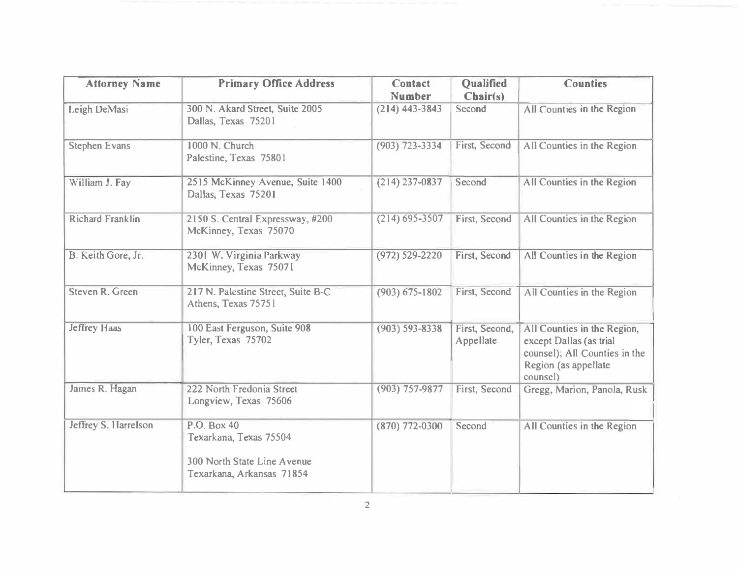| Attorney Name | Primary Office Address | Contact Number | Qualified Chair(s) | Counties |
|---|---|---|---|---|
| Leigh DeMasi | 300 N. Akard Street, Suite 2005<br>Dallas, Texas 75201 | (214) 443-3843 | Second | All Counties in the Region |
| Stephen Evans | 1000 N. Church<br>Palestine, Texas 75801 | (903) 723-3334 | First, Second | All Counties in the Region |
| William J. Fay | 2515 McKinney Avenue, Suite 1400<br>Dallas, Texas 75201 | (214) 237-0837 | Second | All Counties in the Region |
| Richard Franklin | 2150 S. Central Expressway, #200<br>McKinney, Texas 75070 | (214) 695-3507 | First, Second | All Counties in the Region |
| B. Keith Gore, Jr. | 2301 W. Virginia Parkway<br>McKinney, Texas 75071 | (972) 529-2220 | First, Second | All Counties in the Region |
| Steven R. Green | 217 N. Palestine Street, Suite B-C<br>Athens, Texas 75751 | (903) 675-1802 | First, Second | All Counties in the Region |
| Jeffrey Haas | 100 East Ferguson, Suite 908<br>Tyler, Texas 75702 | (903) 593-8338 | First, Second, Appellate | All Counties in the Region, except Dallas (as trial counsel); All Counties in the Region (as appellate counsel) |
| James R. Hagan | 222 North Fredonia Street<br>Longview, Texas 75606 | (903) 757-9877 | First, Second | Gregg, Marion, Panola, Rusk |
| Jeffrey S. Harrelson | P.O. Box 40<br>Texarkana, Texas 75504<br><br>300 North State Line Avenue<br>Texarkana, Arkansas 71854 | (870) 772-0300 | Second | All Counties in the Region |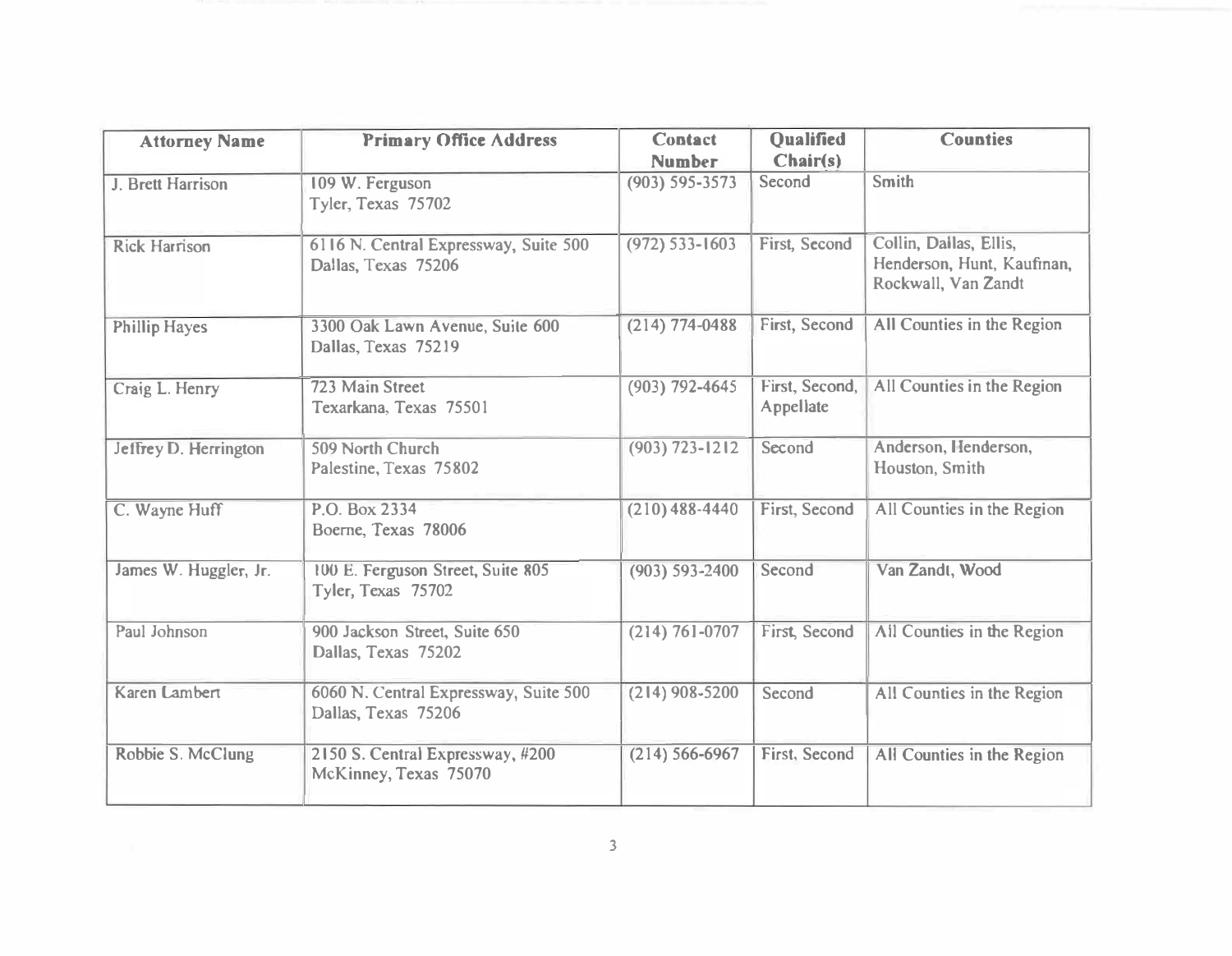| Attorney Name | Primary Office Address | Contact Number | Qualified Chair(s) | Counties |
|---|---|---|---|---|
| J. Brett Harrison | 109 W. Ferguson<br>Tyler, Texas 75702 | (903) 595-3573 | Second | Smith |
| Rick Harrison | 6116 N. Central Expressway, Suite 500<br>Dallas, Texas 75206 | (972) 533-1603 | First, Second | Collin, Dallas, Ellis, Henderson, Hunt, Kaufinan, Rockwall, Van Zandt |
| Phillip Hayes | 3300 Oak Lawn Avenue, Suite 600<br>Dallas, Texas 75219 | (214) 774-0488 | First, Second | All Counties in the Region |
| Craig L. Henry | 723 Main Street<br>Texarkana, Texas 75501 | (903) 792-4645 | First, Second, Appellate | All Counties in the Region |
| Jeffrey D. Herrington | 509 North Church<br>Palestine, Texas 75802 | (903) 723-1212 | Second | Anderson, Henderson, Houston, Smith |
| C. Wayne Huff | P.O. Box 2334<br>Boerne, Texas 78006 | (210) 488-4440 | First, Second | All Counties in the Region |
| James W. Huggler, Jr. | 100 E. Ferguson Street, Suite 805<br>Tyler, Texas 75702 | (903) 593-2400 | Second | Van Zandt, Wood |
| Paul Johnson | 900 Jackson Street, Suite 650<br>Dallas, Texas 75202 | (214) 761-0707 | First, Second | All Counties in the Region |
| Karen Lambert | 6060 N. Central Expressway, Suite 500<br>Dallas, Texas 75206 | (214) 908-5200 | Second | All Counties in the Region |
| Robbie S. McClung | 2150 S. Central Expressway, #200<br>McKinney, Texas 75070 | (214) 566-6967 | First, Second | All Counties in the Region |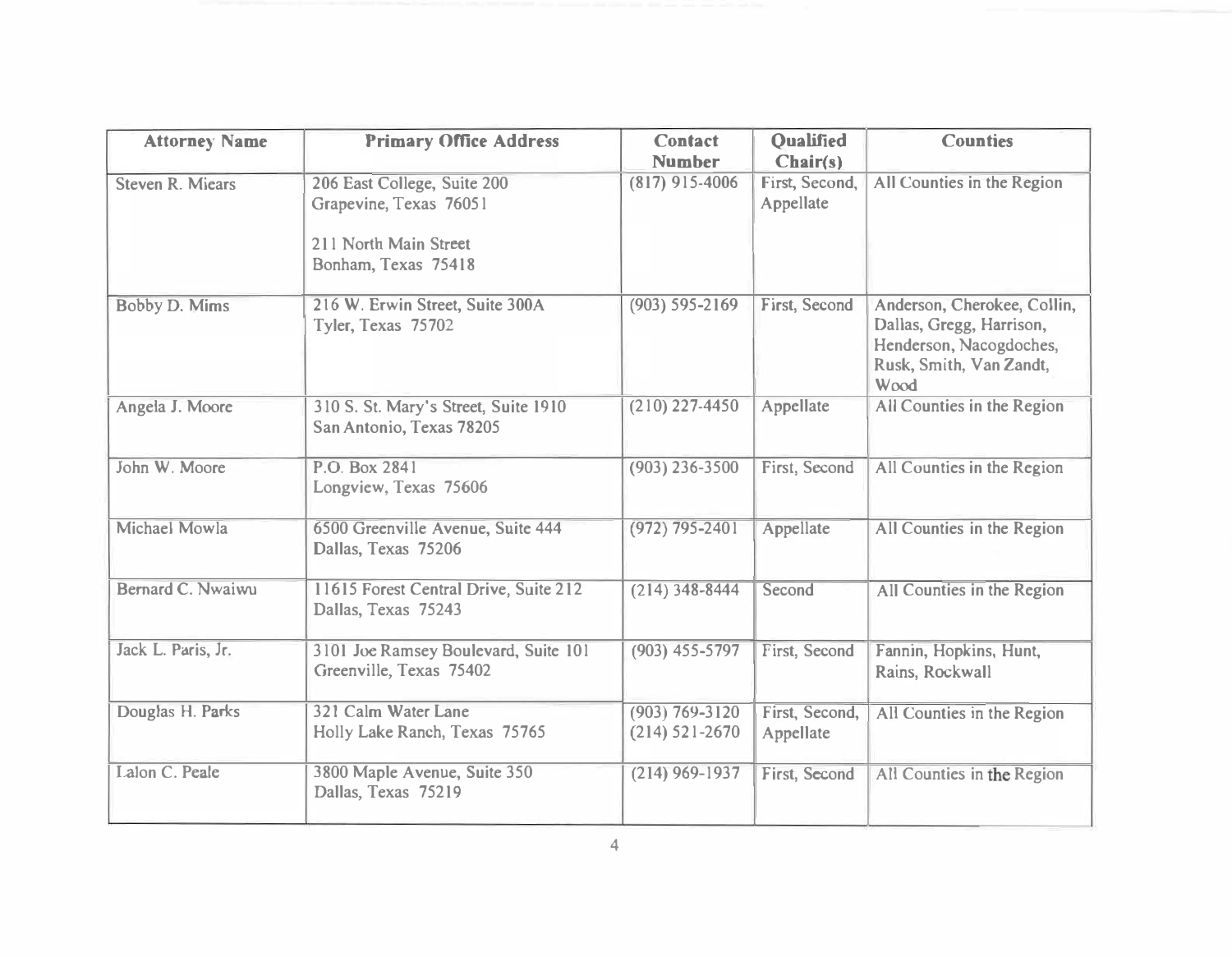| Attorney Name | Primary Office Address | Contact Number | Qualified Chair(s) | Counties |
|---|---|---|---|---|
| Steven R. Miears | 206 East College, Suite 200<br>Grapevine, Texas 76051<br><br>211 North Main Street<br>Bonham, Texas 75418 | (817) 915-4006 | First, Second, Appellate | All Counties in the Region |
| Bobby D. Mims | 216 W. Erwin Street, Suite 300A<br>Tyler, Texas 75702 | (903) 595-2169 | First, Second | Anderson, Cherokee, Collin, Dallas, Gregg, Harrison, Henderson, Nacogdoches, Rusk, Smith, Van Zandt, Wood |
| Angela J. Moore | 310 S. St. Mary's Street, Suite 1910<br>San Antonio, Texas 78205 | (210) 227-4450 | Appellate | All Counties in the Region |
| John W. Moore | P.O. Box 2841<br>Longview, Texas 75606 | (903) 236-3500 | First, Second | All Counties in the Region |
| Michael Mowla | 6500 Greenville Avenue, Suite 444<br>Dallas, Texas 75206 | (972) 795-2401 | Appellate | All Counties in the Region |
| Bernard C. Nwaiwu | 11615 Forest Central Drive, Suite 212<br>Dallas, Texas 75243 | (214) 348-8444 | Second | All Counties in the Region |
| Jack L. Paris, Jr. | 3101 Joe Ramsey Boulevard, Suite 101<br>Greenville, Texas 75402 | (903) 455-5797 | First, Second | Fannin, Hopkins, Hunt, Rains, Rockwall |
| Douglas H. Parks | 321 Calm Water Lane<br>Holly Lake Ranch, Texas 75765 | (903) 769-3120<br>(214) 521-2670 | First, Second, Appellate | All Counties in the Region |
| Lalon C. Peale | 3800 Maple Avenue, Suite 350<br>Dallas, Texas 75219 | (214) 969-1937 | First, Second | All Counties in the Region |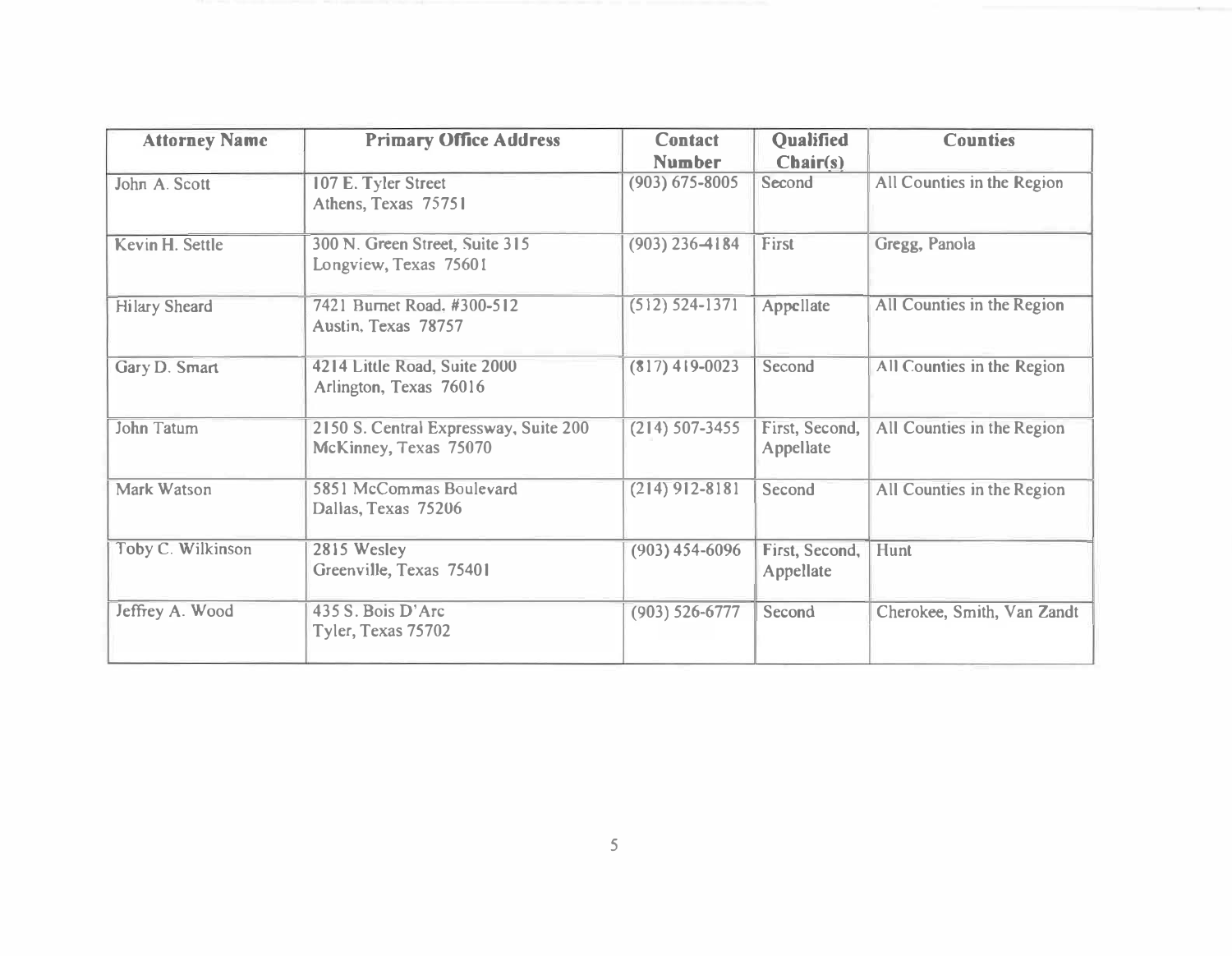| Attorney Name | Primary Office Address | Contact Number | Qualified Chair(s) | Counties |
|---|---|---|---|---|
| John A. Scott | 107 E. Tyler Street<br>Athens, Texas 75751 | (903) 675-8005 | Second | All Counties in the Region |
| Kevin H. Settle | 300 N. Green Street, Suite 315<br>Longview, Texas 75601 | (903) 236-4184 | First | Gregg, Panola |
| Hilary Sheard | 7421 Burnet Road. #300-512<br>Austin, Texas 78757 | (512) 524-1371 | Appellate | All Counties in the Region |
| Gary D. Smart | 4214 Little Road, Suite 2000<br>Arlington, Texas 76016 | (817) 419-0023 | Second | All Counties in the Region |
| John Tatum | 2150 S. Central Expressway, Suite 200<br>McKinney, Texas 75070 | (214) 507-3455 | First, Second, Appellate | All Counties in the Region |
| Mark Watson | 5851 McCommas Boulevard<br>Dallas, Texas 75206 | (214) 912-8181 | Second | All Counties in the Region |
| Toby C. Wilkinson | 2815 Wesley<br>Greenville, Texas 75401 | (903) 454-6096 | First, Second, Appellate | Hunt |
| Jeffrey A. Wood | 435 S. Bois D'Arc<br>Tyler, Texas 75702 | (903) 526-6777 | Second | Cherokee, Smith, Van Zandt |